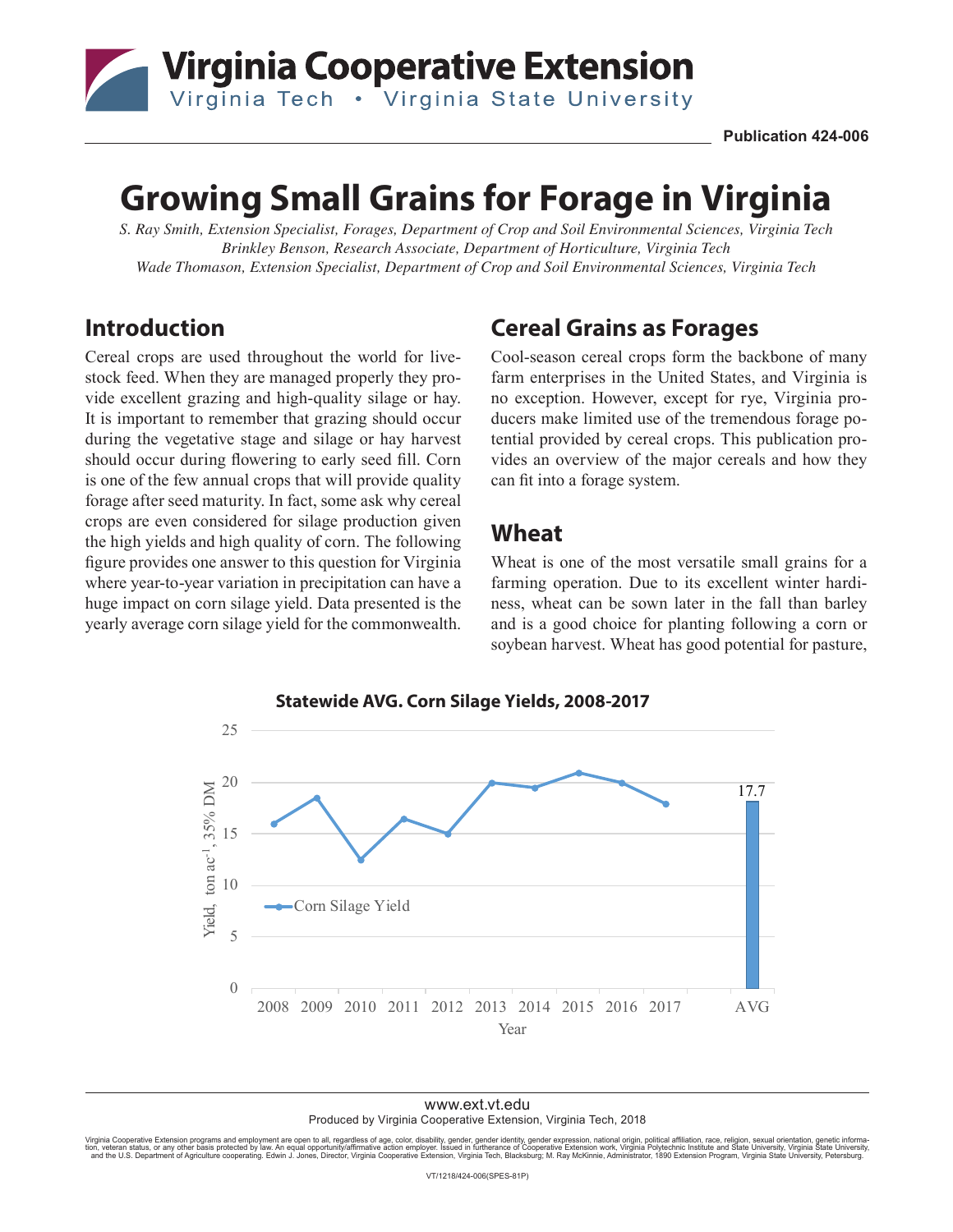# Growing Small Grains for Forage in Virginia

*S. Ray Smith, Extension Specialist, Forages, Department of Crop and Soil Environmental Sciences, Virginia Tech*
*Brinkley Benson, Research Associate, Department of Horticulture, Virginia Tech*
*Wade Thomason, Extension Specialist, Department of Crop and Soil Environmental Sciences, Virginia Tech*

Publication 424-006

## Introduction

Cereal crops are used throughout the world for livestock feed. When they are managed properly they provide excellent grazing and high-quality silage or hay. It is important to remember that grazing should occur during the vegetative stage and silage or hay harvest should occur during flowering to early seed fill. Corn is one of the few annual crops that will provide quality forage after seed maturity. In fact, some ask why cereal crops are even considered for silage production given the high yields and high quality of corn. The following figure provides one answer to this question for Virginia where year-to-year variation in precipitation can have a huge impact on corn silage yield. Data presented is the yearly average corn silage yield for the commonwealth.

## Cereal Grains as Forages

Cool-season cereal crops form the backbone of many farm enterprises in the United States, and Virginia is no exception. However, except for rye, Virginia producers make limited use of the tremendous forage potential provided by cereal crops. This publication provides an overview of the major cereals and how they can fit into a forage system.

## Wheat

Wheat is one of the most versatile small grains for a farming operation. Due to its excellent winter hardiness, wheat can be sown later in the fall than barley and is a good choice for planting following a corn or soybean harvest. Wheat has good potential for pasture,

**Statewide AVG. Corn Silage Yields, 2008-2017**

| Year | Corn Silage Yield (ton ac$^{-1}$, 35% DM) |
|---|---|
| 2008 | 16 |
| 2009 | 18.5 |
| 2010 | 12.5 |
| 2011 | 16.5 |
| 2012 | 15 |
| 2013 | 20 |
| 2014 | 19.5 |
| 2015 | 21 |
| 2016 | 20 |
| 2017 | 18 |
| AVG | 17.7 |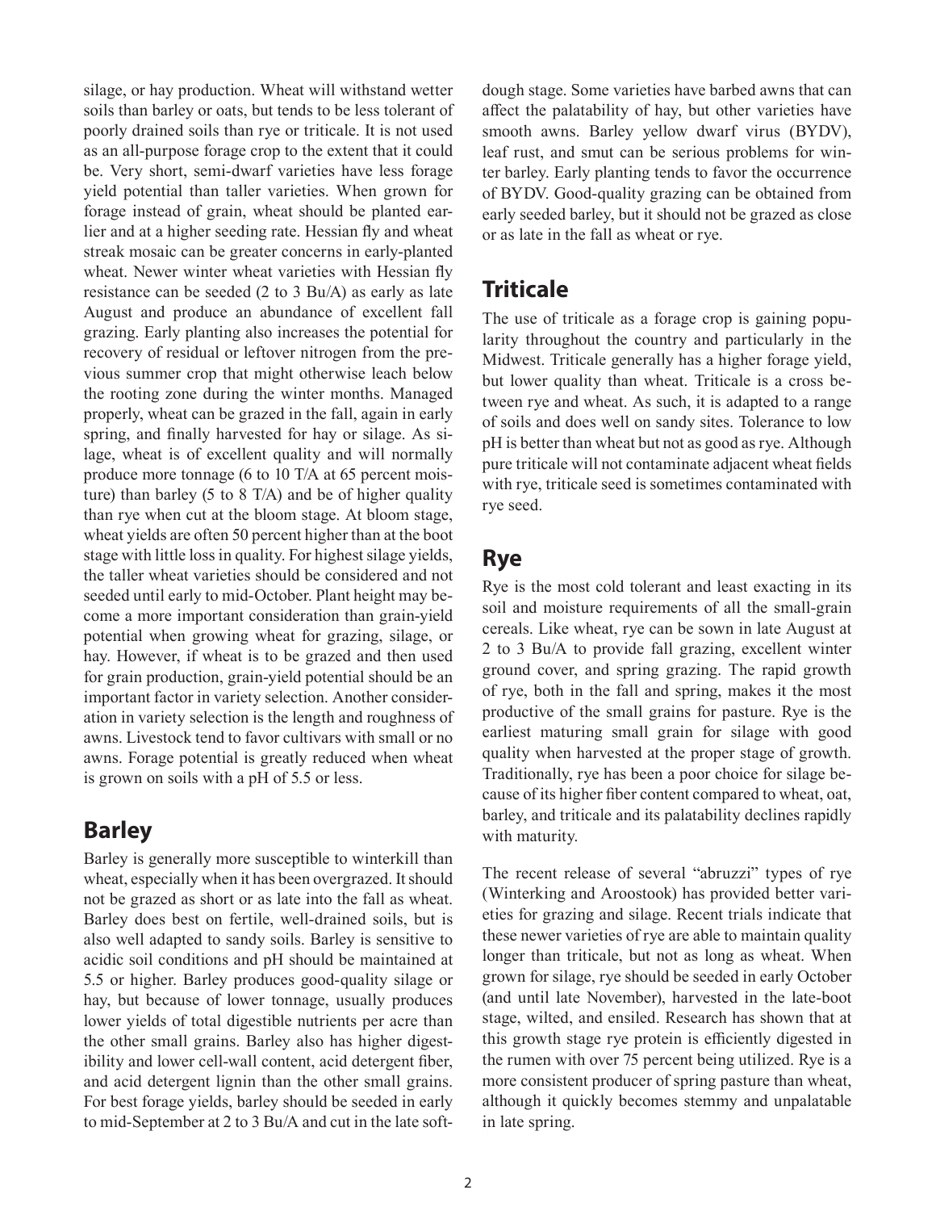silage, or hay production. Wheat will withstand wetter soils than barley or oats, but tends to be less tolerant of poorly drained soils than rye or triticale. It is not used as an all-purpose forage crop to the extent that it could be. Very short, semi-dwarf varieties have less forage yield potential than taller varieties. When grown for forage instead of grain, wheat should be planted earlier and at a higher seeding rate. Hessian fly and wheat streak mosaic can be greater concerns in early-planted wheat. Newer winter wheat varieties with Hessian fly resistance can be seeded (2 to 3 Bu/A) as early as late August and produce an abundance of excellent fall grazing. Early planting also increases the potential for recovery of residual or leftover nitrogen from the previous summer crop that might otherwise leach below the rooting zone during the winter months. Managed properly, wheat can be grazed in the fall, again in early spring, and finally harvested for hay or silage. As silage, wheat is of excellent quality and will normally produce more tonnage (6 to 10 T/A at 65 percent moisture) than barley (5 to 8 T/A) and be of higher quality than rye when cut at the bloom stage. At bloom stage, wheat yields are often 50 percent higher than at the boot stage with little loss in quality. For highest silage yields, the taller wheat varieties should be considered and not seeded until early to mid-October. Plant height may become a more important consideration than grain-yield potential when growing wheat for grazing, silage, or hay. However, if wheat is to be grazed and then used for grain production, grain-yield potential should be an important factor in variety selection. Another consideration in variety selection is the length and roughness of awns. Livestock tend to favor cultivars with small or no awns. Forage potential is greatly reduced when wheat is grown on soils with a pH of 5.5 or less.

## Barley

Barley is generally more susceptible to winterkill than wheat, especially when it has been overgrazed. It should not be grazed as short or as late into the fall as wheat. Barley does best on fertile, well-drained soils, but is also well adapted to sandy soils. Barley is sensitive to acidic soil conditions and pH should be maintained at 5.5 or higher. Barley produces good-quality silage or hay, but because of lower tonnage, usually produces lower yields of total digestible nutrients per acre than the other small grains. Barley also has higher digestibility and lower cell-wall content, acid detergent fiber, and acid detergent lignin than the other small grains. For best forage yields, barley should be seeded in early to mid-September at 2 to 3 Bu/A and cut in the late soft-dough stage. Some varieties have barbed awns that can affect the palatability of hay, but other varieties have smooth awns. Barley yellow dwarf virus (BYDV), leaf rust, and smut can be serious problems for winter barley. Early planting tends to favor the occurrence of BYDV. Good-quality grazing can be obtained from early seeded barley, but it should not be grazed as close or as late in the fall as wheat or rye.

## Triticale

The use of triticale as a forage crop is gaining popularity throughout the country and particularly in the Midwest. Triticale generally has a higher forage yield, but lower quality than wheat. Triticale is a cross between rye and wheat. As such, it is adapted to a range of soils and does well on sandy sites. Tolerance to low pH is better than wheat but not as good as rye. Although pure triticale will not contaminate adjacent wheat fields with rye, triticale seed is sometimes contaminated with rye seed.

## Rye

Rye is the most cold tolerant and least exacting in its soil and moisture requirements of all the small-grain cereals. Like wheat, rye can be sown in late August at 2 to 3 Bu/A to provide fall grazing, excellent winter ground cover, and spring grazing. The rapid growth of rye, both in the fall and spring, makes it the most productive of the small grains for pasture. Rye is the earliest maturing small grain for silage with good quality when harvested at the proper stage of growth. Traditionally, rye has been a poor choice for silage because of its higher fiber content compared to wheat, oat, barley, and triticale and its palatability declines rapidly with maturity.

The recent release of several "abruzzi" types of rye (Winterking and Aroostook) has provided better varieties for grazing and silage. Recent trials indicate that these newer varieties of rye are able to maintain quality longer than triticale, but not as long as wheat. When grown for silage, rye should be seeded in early October (and until late November), harvested in the late-boot stage, wilted, and ensiled. Research has shown that at this growth stage rye protein is efficiently digested in the rumen with over 75 percent being utilized. Rye is a more consistent producer of spring pasture than wheat, although it quickly becomes stemmy and unpalatable in late spring.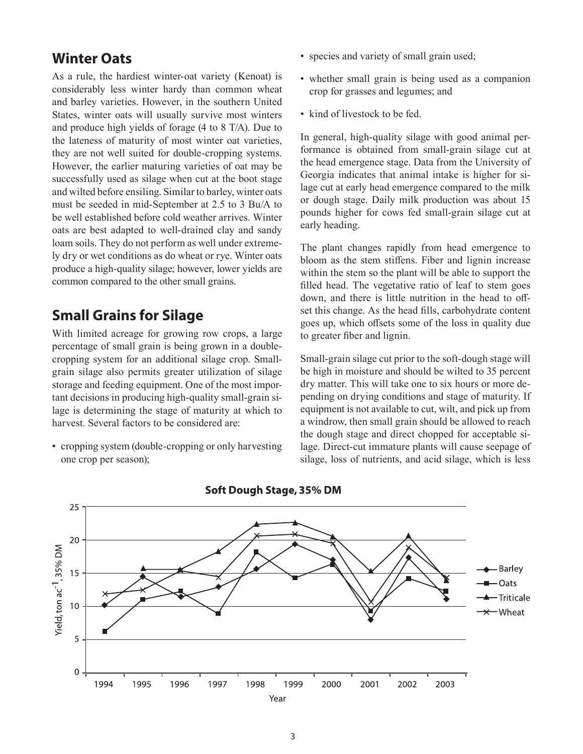## Winter Oats

As a rule, the hardiest winter-oat variety (Kenoat) is considerably less winter hardy than common wheat and barley varieties. However, in the southern United States, winter oats will usually survive most winters and produce high yields of forage (4 to 8 T/A). Due to the lateness of maturity of most winter oat varieties, they are not well suited for double-cropping systems. However, the earlier maturing varieties of oat may be successfully used as silage when cut at the boot stage and wilted before ensiling. Similar to barley, winter oats must be seeded in mid-September at 2.5 to 3 Bu/A to be well established before cold weather arrives. Winter oats are best adapted to well-drained clay and sandy loam soils. They do not perform as well under extremely dry or wet conditions as do wheat or rye. Winter oats produce a high-quality silage; however, lower yields are common compared to the other small grains.

## Small Grains for Silage

With limited acreage for growing row crops, a large percentage of small grain is being grown in a double-cropping system for an additional silage crop. Small-grain silage also permits greater utilization of silage storage and feeding equipment. One of the most important decisions in producing high-quality small-grain silage is determining the stage of maturity at which to harvest. Several factors to be considered are:

- cropping system (double-cropping or only harvesting one crop per season);
- species and variety of small grain used;
- whether small grain is being used as a companion crop for grasses and legumes; and
- kind of livestock to be fed.

In general, high-quality silage with good animal performance is obtained from small-grain silage cut at the head emergence stage. Data from the University of Georgia indicates that animal intake is higher for silage cut at early head emergence compared to the milk or dough stage. Daily milk production was about 15 pounds higher for cows fed small-grain silage cut at early heading.

The plant changes rapidly from head emergence to bloom as the stem stiffens. Fiber and lignin increase within the stem so the plant will be able to support the filled head. The vegetative ratio of leaf to stem goes down, and there is little nutrition in the head to offset this change. As the head fills, carbohydrate content goes up, which offsets some of the loss in quality due to greater fiber and lignin.

Small-grain silage cut prior to the soft-dough stage will be high in moisture and should be wilted to 35 percent dry matter. This will take one to six hours or more depending on drying conditions and stage of maturity. If equipment is not available to cut, wilt, and pick up from a windrow, then small grain should be allowed to reach the dough stage and direct chopped for acceptable silage. Direct-cut immature plants will cause seepage of silage, loss of nutrients, and acid silage, which is less

**Soft Dough Stage, 35% DM**

| Year | Barley | Oats | Triticale | Wheat |
|---|---|---|---|---|
| 1994 | 10.2 | 6.2 | | 11.9 |
| 1995 | 14.5 | 11.0 | 15.6 | 12.5 |
| 1996 | 11.5 | 12.3 | 15.6 | 15.3 |
| 1997 | 12.9 | 8.9 | 18.3 | 14.4 |
| 1998 | 15.6 | 18.2 | 22.4 | 20.6 |
| 1999 | 19.4 | 14.3 | 22.6 | 20.9 |
| 2000 | 17.0 | 16.3 | 20.6 | 19.4 |
| 2001 | 8.0 | 9.3 | 15.3 | 10.6 |
| 2002 | 17.4 | 14.2 | 20.7 | 18.9 |
| 2003 | 11.1 | 12.3 | 13.9 | 14.3 |

Yield, ton $ac^{-1}$, 35% DM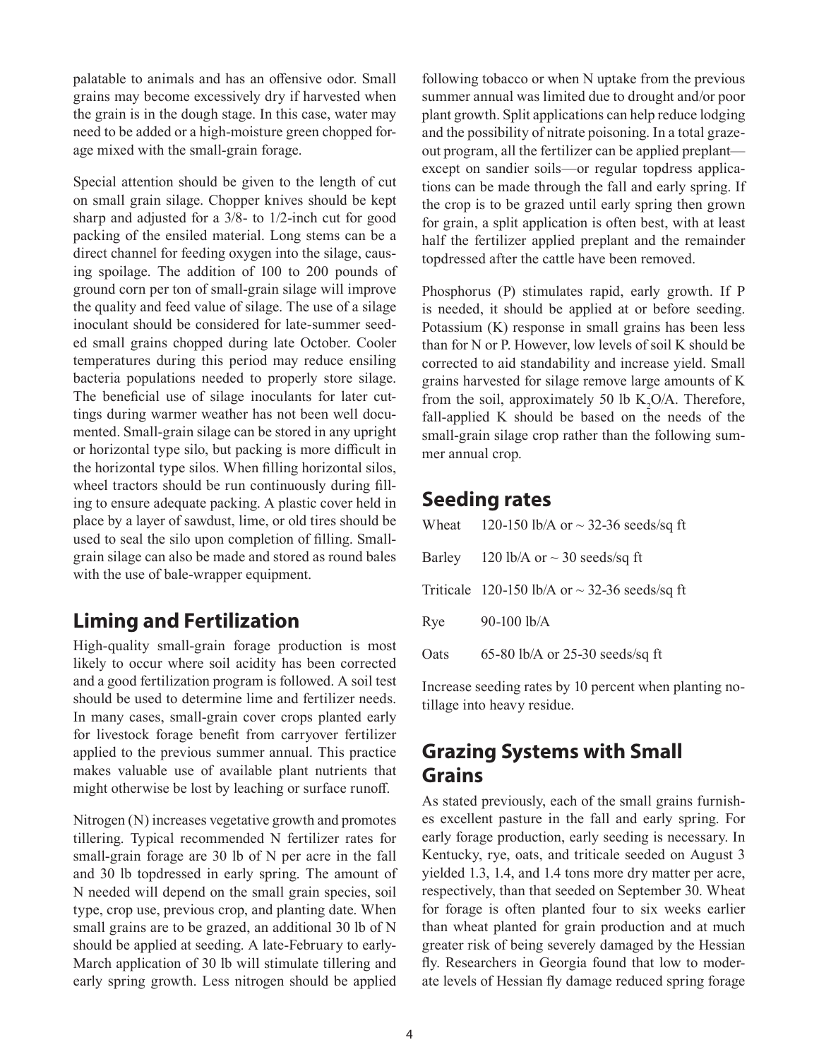palatable to animals and has an offensive odor. Small grains may become excessively dry if harvested when the grain is in the dough stage. In this case, water may need to be added or a high-moisture green chopped forage mixed with the small-grain forage.

Special attention should be given to the length of cut on small grain silage. Chopper knives should be kept sharp and adjusted for a 3/8- to 1/2-inch cut for good packing of the ensiled material. Long stems can be a direct channel for feeding oxygen into the silage, causing spoilage. The addition of 100 to 200 pounds of ground corn per ton of small-grain silage will improve the quality and feed value of silage. The use of a silage inoculant should be considered for late-summer seeded small grains chopped during late October. Cooler temperatures during this period may reduce ensiling bacteria populations needed to properly store silage. The beneficial use of silage inoculants for later cuttings during warmer weather has not been well documented. Small-grain silage can be stored in any upright or horizontal type silo, but packing is more difficult in the horizontal type silos. When filling horizontal silos, wheel tractors should be run continuously during filling to ensure adequate packing. A plastic cover held in place by a layer of sawdust, lime, or old tires should be used to seal the silo upon completion of filling. Small-grain silage can also be made and stored as round bales with the use of bale-wrapper equipment.

## Liming and Fertilization

High-quality small-grain forage production is most likely to occur where soil acidity has been corrected and a good fertilization program is followed. A soil test should be used to determine lime and fertilizer needs. In many cases, small-grain cover crops planted early for livestock forage benefit from carryover fertilizer applied to the previous summer annual. This practice makes valuable use of available plant nutrients that might otherwise be lost by leaching or surface runoff.

Nitrogen (N) increases vegetative growth and promotes tillering. Typical recommended N fertilizer rates for small-grain forage are 30 lb of N per acre in the fall and 30 lb topdressed in early spring. The amount of N needed will depend on the small grain species, soil type, crop use, previous crop, and planting date. When small grains are to be grazed, an additional 30 lb of N should be applied at seeding. A late-February to early-March application of 30 lb will stimulate tillering and early spring growth. Less nitrogen should be applied following tobacco or when N uptake from the previous summer annual was limited due to drought and/or poor plant growth. Split applications can help reduce lodging and the possibility of nitrate poisoning. In a total graze-out program, all the fertilizer can be applied preplant—except on sandier soils—or regular topdress applications can be made through the fall and early spring. If the crop is to be grazed until early spring then grown for grain, a split application is often best, with at least half the fertilizer applied preplant and the remainder topdressed after the cattle have been removed.

Phosphorus (P) stimulates rapid, early growth. If P is needed, it should be applied at or before seeding. Potassium (K) response in small grains has been less than for N or P. However, low levels of soil K should be corrected to aid standability and increase yield. Small grains harvested for silage remove large amounts of K from the soil, approximately 50 lb $K_2O$/A. Therefore, fall-applied K should be based on the needs of the small-grain silage crop rather than the following summer annual crop.

## Seeding rates

| | |
|---|---|
| Wheat | 120-150 lb/A or ~ 32-36 seeds/sq ft |
| Barley | 120 lb/A or ~ 30 seeds/sq ft |
| Triticale | 120-150 lb/A or ~ 32-36 seeds/sq ft |
| Rye | 90-100 lb/A |
| Oats | 65-80 lb/A or 25-30 seeds/sq ft |

Increase seeding rates by 10 percent when planting no-tillage into heavy residue.

## Grazing Systems with Small Grains

As stated previously, each of the small grains furnishes excellent pasture in the fall and early spring. For early forage production, early seeding is necessary. In Kentucky, rye, oats, and triticale seeded on August 3 yielded 1.3, 1.4, and 1.4 tons more dry matter per acre, respectively, than that seeded on September 30. Wheat for forage is often planted four to six weeks earlier than wheat planted for grain production and at much greater risk of being severely damaged by the Hessian fly. Researchers in Georgia found that low to moderate levels of Hessian fly damage reduced spring forage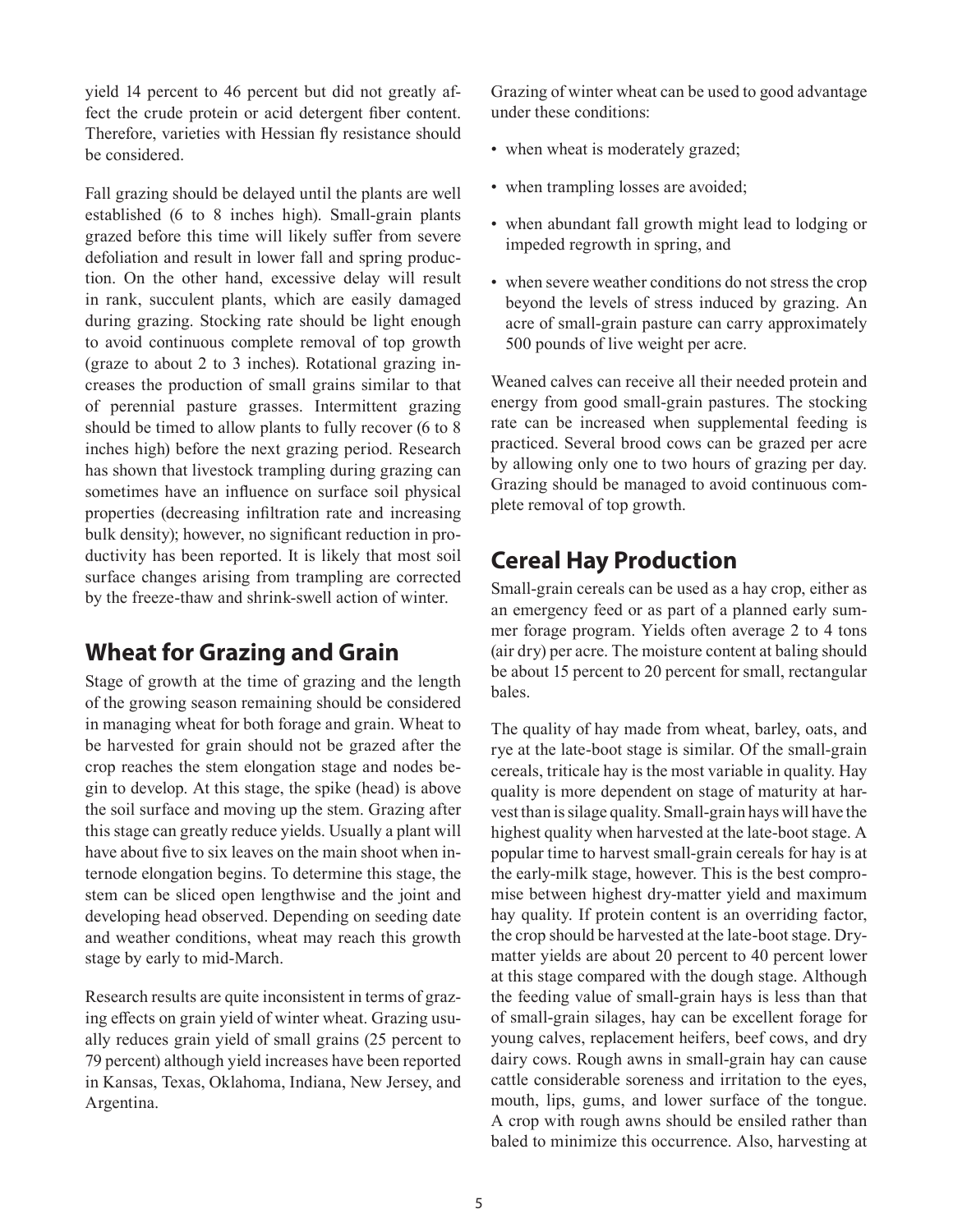yield 14 percent to 46 percent but did not greatly affect the crude protein or acid detergent fiber content. Therefore, varieties with Hessian fly resistance should be considered.

Fall grazing should be delayed until the plants are well established (6 to 8 inches high). Small-grain plants grazed before this time will likely suffer from severe defoliation and result in lower fall and spring production. On the other hand, excessive delay will result in rank, succulent plants, which are easily damaged during grazing. Stocking rate should be light enough to avoid continuous complete removal of top growth (graze to about 2 to 3 inches). Rotational grazing increases the production of small grains similar to that of perennial pasture grasses. Intermittent grazing should be timed to allow plants to fully recover (6 to 8 inches high) before the next grazing period. Research has shown that livestock trampling during grazing can sometimes have an influence on surface soil physical properties (decreasing infiltration rate and increasing bulk density); however, no significant reduction in productivity has been reported. It is likely that most soil surface changes arising from trampling are corrected by the freeze-thaw and shrink-swell action of winter.

## Wheat for Grazing and Grain

Stage of growth at the time of grazing and the length of the growing season remaining should be considered in managing wheat for both forage and grain. Wheat to be harvested for grain should not be grazed after the crop reaches the stem elongation stage and nodes begin to develop. At this stage, the spike (head) is above the soil surface and moving up the stem. Grazing after this stage can greatly reduce yields. Usually a plant will have about five to six leaves on the main shoot when internode elongation begins. To determine this stage, the stem can be sliced open lengthwise and the joint and developing head observed. Depending on seeding date and weather conditions, wheat may reach this growth stage by early to mid-March.

Research results are quite inconsistent in terms of grazing effects on grain yield of winter wheat. Grazing usually reduces grain yield of small grains (25 percent to 79 percent) although yield increases have been reported in Kansas, Texas, Oklahoma, Indiana, New Jersey, and Argentina.

Grazing of winter wheat can be used to good advantage under these conditions:

- when wheat is moderately grazed;
- when trampling losses are avoided;
- when abundant fall growth might lead to lodging or impeded regrowth in spring, and
- when severe weather conditions do not stress the crop beyond the levels of stress induced by grazing. An acre of small-grain pasture can carry approximately 500 pounds of live weight per acre.

Weaned calves can receive all their needed protein and energy from good small-grain pastures. The stocking rate can be increased when supplemental feeding is practiced. Several brood cows can be grazed per acre by allowing only one to two hours of grazing per day. Grazing should be managed to avoid continuous complete removal of top growth.

## Cereal Hay Production

Small-grain cereals can be used as a hay crop, either as an emergency feed or as part of a planned early summer forage program. Yields often average 2 to 4 tons (air dry) per acre. The moisture content at baling should be about 15 percent to 20 percent for small, rectangular bales.

The quality of hay made from wheat, barley, oats, and rye at the late-boot stage is similar. Of the small-grain cereals, triticale hay is the most variable in quality. Hay quality is more dependent on stage of maturity at harvest than is silage quality. Small-grain hays will have the highest quality when harvested at the late-boot stage. A popular time to harvest small-grain cereals for hay is at the early-milk stage, however. This is the best compromise between highest dry-matter yield and maximum hay quality. If protein content is an overriding factor, the crop should be harvested at the late-boot stage. Dry-matter yields are about 20 percent to 40 percent lower at this stage compared with the dough stage. Although the feeding value of small-grain hays is less than that of small-grain silages, hay can be excellent forage for young calves, replacement heifers, beef cows, and dry dairy cows. Rough awns in small-grain hay can cause cattle considerable soreness and irritation to the eyes, mouth, lips, gums, and lower surface of the tongue. A crop with rough awns should be ensiled rather than baled to minimize this occurrence. Also, harvesting at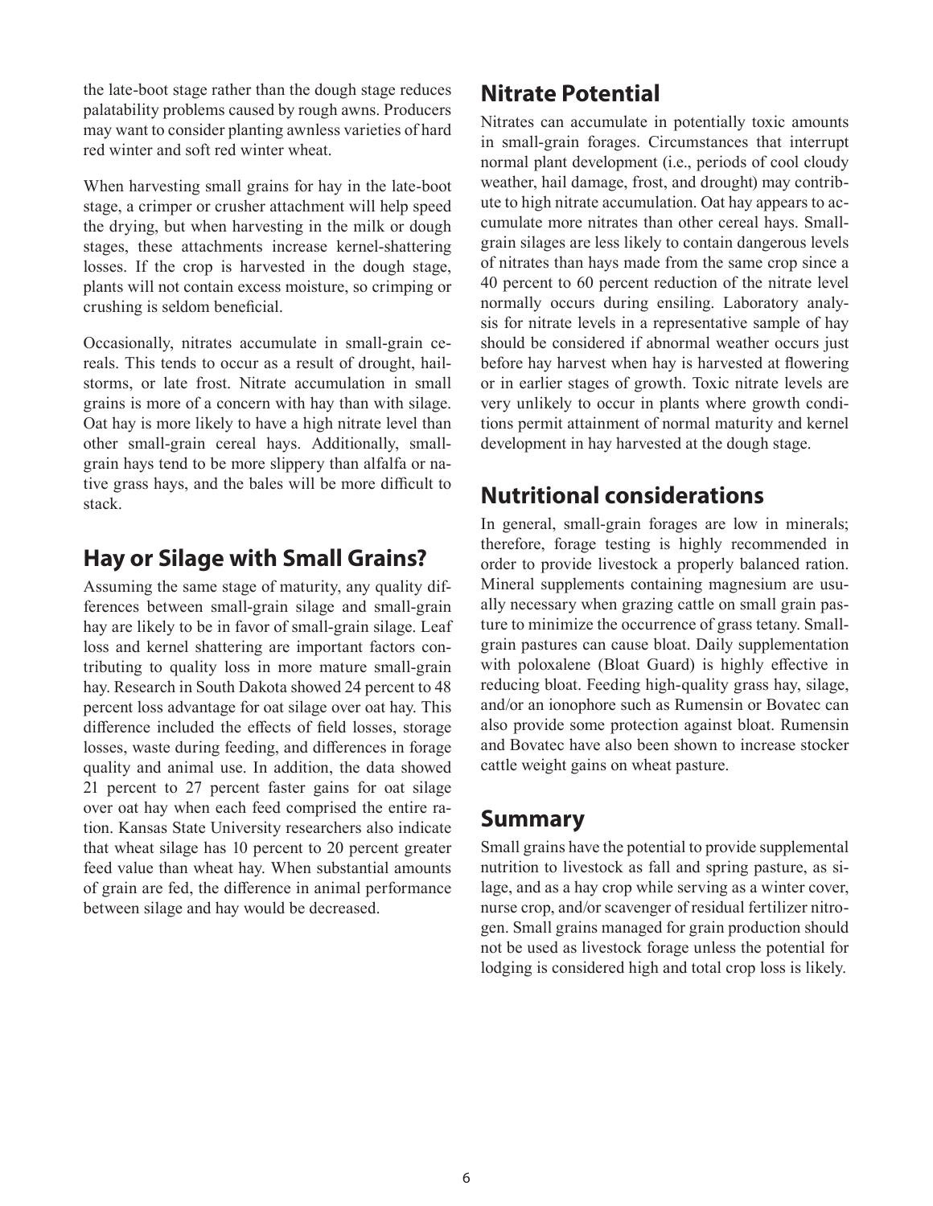the late-boot stage rather than the dough stage reduces palatability problems caused by rough awns. Producers may want to consider planting awnless varieties of hard red winter and soft red winter wheat.

When harvesting small grains for hay in the late-boot stage, a crimper or crusher attachment will help speed the drying, but when harvesting in the milk or dough stages, these attachments increase kernel-shattering losses. If the crop is harvested in the dough stage, plants will not contain excess moisture, so crimping or crushing is seldom beneficial.

Occasionally, nitrates accumulate in small-grain cereals. This tends to occur as a result of drought, hailstorms, or late frost. Nitrate accumulation in small grains is more of a concern with hay than with silage. Oat hay is more likely to have a high nitrate level than other small-grain cereal hays. Additionally, small-grain hays tend to be more slippery than alfalfa or native grass hays, and the bales will be more difficult to stack.

## Hay or Silage with Small Grains?

Assuming the same stage of maturity, any quality differences between small-grain silage and small-grain hay are likely to be in favor of small-grain silage. Leaf loss and kernel shattering are important factors contributing to quality loss in more mature small-grain hay. Research in South Dakota showed 24 percent to 48 percent loss advantage for oat silage over oat hay. This difference included the effects of field losses, storage losses, waste during feeding, and differences in forage quality and animal use. In addition, the data showed 21 percent to 27 percent faster gains for oat silage over oat hay when each feed comprised the entire ration. Kansas State University researchers also indicate that wheat silage has 10 percent to 20 percent greater feed value than wheat hay. When substantial amounts of grain are fed, the difference in animal performance between silage and hay would be decreased.

## Nitrate Potential

Nitrates can accumulate in potentially toxic amounts in small-grain forages. Circumstances that interrupt normal plant development (i.e., periods of cool cloudy weather, hail damage, frost, and drought) may contribute to high nitrate accumulation. Oat hay appears to accumulate more nitrates than other cereal hays. Small-grain silages are less likely to contain dangerous levels of nitrates than hays made from the same crop since a 40 percent to 60 percent reduction of the nitrate level normally occurs during ensiling. Laboratory analysis for nitrate levels in a representative sample of hay should be considered if abnormal weather occurs just before hay harvest when hay is harvested at flowering or in earlier stages of growth. Toxic nitrate levels are very unlikely to occur in plants where growth conditions permit attainment of normal maturity and kernel development in hay harvested at the dough stage.

## Nutritional considerations

In general, small-grain forages are low in minerals; therefore, forage testing is highly recommended in order to provide livestock a properly balanced ration. Mineral supplements containing magnesium are usually necessary when grazing cattle on small grain pasture to minimize the occurrence of grass tetany. Small-grain pastures can cause bloat. Daily supplementation with poloxalene (Bloat Guard) is highly effective in reducing bloat. Feeding high-quality grass hay, silage, and/or an ionophore such as Rumensin or Bovatec can also provide some protection against bloat. Rumensin and Bovatec have also been shown to increase stocker cattle weight gains on wheat pasture.

## Summary

Small grains have the potential to provide supplemental nutrition to livestock as fall and spring pasture, as silage, and as a hay crop while serving as a winter cover, nurse crop, and/or scavenger of residual fertilizer nitrogen. Small grains managed for grain production should not be used as livestock forage unless the potential for lodging is considered high and total crop loss is likely.